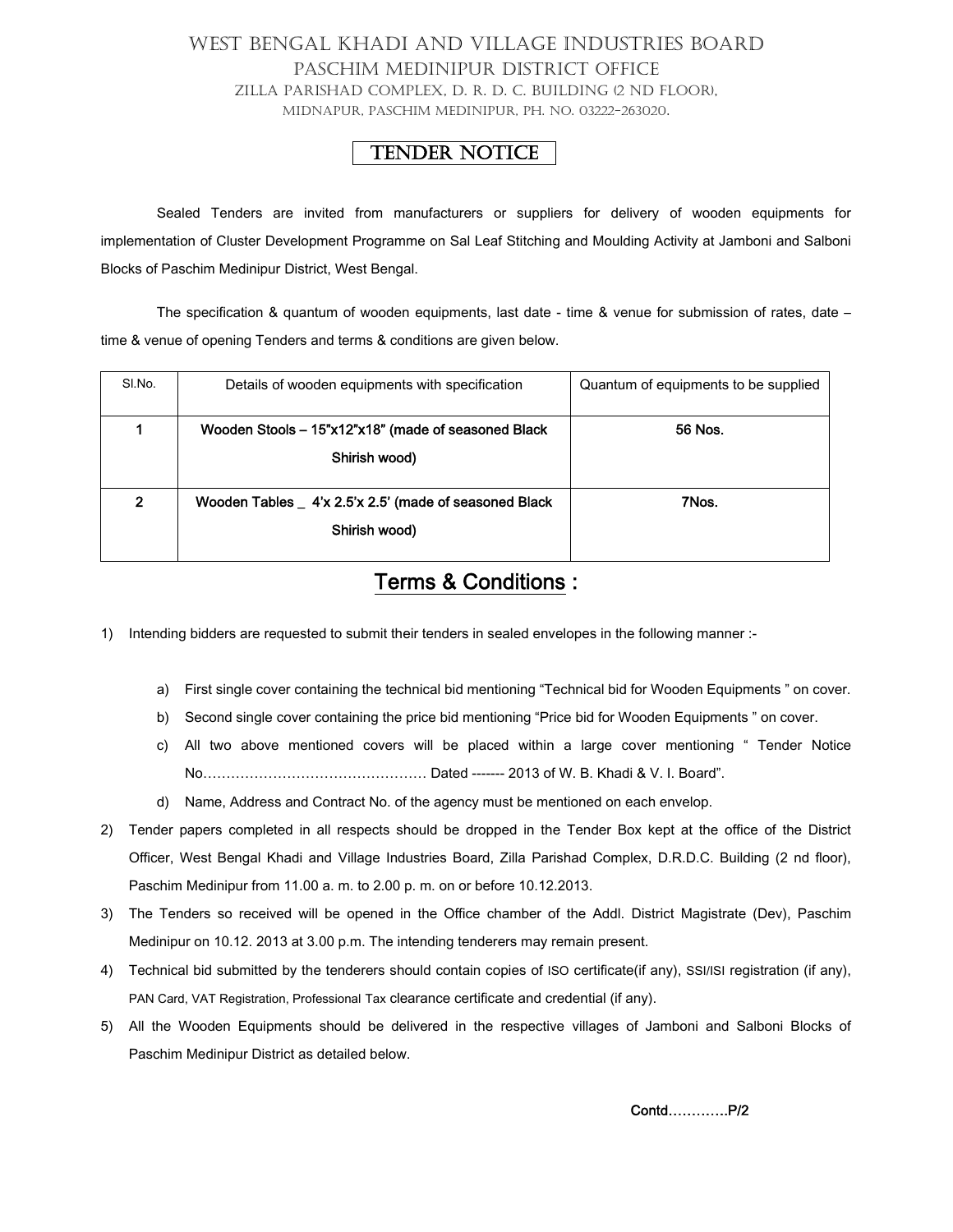# West Bengal Khadi and Village Industries Board

## Paschim Medinipur District Office

Zilla Parishad Complex, D. R. D. C. Building (2 nd Floor),

Midnapur, Paschim Medinipur, Ph. No. 03222-263020.

## TENDER NOTICE

Sealed Tenders are invited from manufacturers or suppliers for delivery of wooden equipments for implementation of Cluster Development Programme on Sal Leaf Stitching and Moulding Activity at Jamboni and Salboni Blocks of Paschim Medinipur District, West Bengal.

The specification & quantum of wooden equipments, last date - time & venue for submission of rates, date – time & venue of opening Tenders and terms & conditions are given below.

| Sl.No. | Details of wooden equipments with specification | Quantum of equipments to be supplied |
|---|---|---|
| **1** | **Wooden Stools – 15"x12"x18" (made of seasoned Black Shirish wood)** | **56 Nos.** |
| **2** | **Wooden Tables _ 4'x 2.5'x 2.5' (made of seasoned Black Shirish wood)** | **7Nos.** |

## Terms & Conditions :

1) Intending bidders are requested to submit their tenders in sealed envelopes in the following manner :-

   a) First single cover containing the technical bid mentioning "Technical bid for Wooden Equipments " on cover.

   b) Second single cover containing the price bid mentioning "Price bid for Wooden Equipments " on cover.

   c) All two above mentioned covers will be placed within a large cover mentioning " Tender Notice No………………………………………… Dated ------- 2013 of W. B. Khadi & V. I. Board".

   d) Name, Address and Contract No. of the agency must be mentioned on each envelop.

2) Tender papers completed in all respects should be dropped in the Tender Box kept at the office of the District Officer, West Bengal Khadi and Village Industries Board, Zilla Parishad Complex, D.R.D.C. Building (2 nd floor), Paschim Medinipur from 11.00 a. m. to 2.00 p. m. on or before 10.12.2013.

3) The Tenders so received will be opened in the Office chamber of the Addl. District Magistrate (Dev), Paschim Medinipur on 10.12. 2013 at 3.00 p.m. The intending tenderers may remain present.

4) Technical bid submitted by the tenderers should contain copies of ISO certificate(if any), SSI/ISI registration (if any), PAN Card, VAT Registration, Professional Tax clearance certificate and credential (if any).

5) All the Wooden Equipments should be delivered in the respective villages of Jamboni and Salboni Blocks of Paschim Medinipur District as detailed below.

**Contd…………P/2**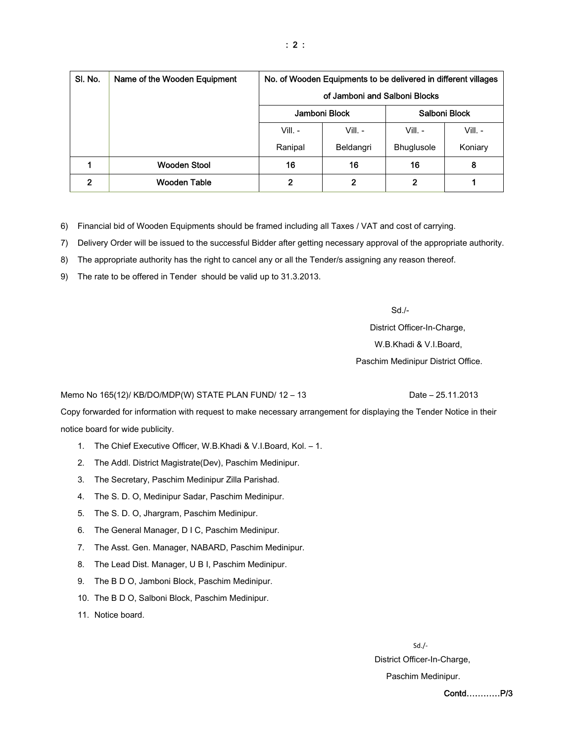| Sl. No. | Name of the Wooden Equipment | No. of Wooden Equipments to be delivered in different villages of Jamboni and Salboni Blocks | | | |
|---|---|---|---|---|---|
| | | Jamboni Block | | Salboni Block | |
| | | Vill. - Ranipal | Vill. - Beldangri | Vill. - Bhuglusole | Vill. - Koniary |
| **1** | **Wooden Stool** | **16** | **16** | **16** | **8** |
| **2** | **Wooden Table** | **2** | **2** | **2** | **1** |

6) Financial bid of Wooden Equipments should be framed including all Taxes / VAT and cost of carrying.
7) Delivery Order will be issued to the successful Bidder after getting necessary approval of the appropriate authority.
8) The appropriate authority has the right to cancel any or all the Tender/s assigning any reason thereof.
9) The rate to be offered in Tender should be valid up to 31.3.2013.

Sd./-
District Officer-In-Charge,
W.B.Khadi & V.I.Board,
Paschim Medinipur District Office.

Memo No 165(12)/ KB/DO/MDP(W) STATE PLAN FUND/ 12 – 13 Date – 25.11.2013

Copy forwarded for information with request to make necessary arrangement for displaying the Tender Notice in their notice board for wide publicity.

1. The Chief Executive Officer, W.B.Khadi & V.I.Board, Kol. – 1.
2. The Addl. District Magistrate(Dev), Paschim Medinipur.
3. The Secretary, Paschim Medinipur Zilla Parishad.
4. The S. D. O, Medinipur Sadar, Paschim Medinipur.
5. The S. D. O, Jhargram, Paschim Medinipur.
6. The General Manager, D I C, Paschim Medinipur.
7. The Asst. Gen. Manager, NABARD, Paschim Medinipur.
8. The Lead Dist. Manager, U B I, Paschim Medinipur.
9. The B D O, Jamboni Block, Paschim Medinipur.
10. The B D O, Salboni Block, Paschim Medinipur.
11. Notice board.

Sd./-
District Officer-In-Charge,
Paschim Medinipur.

**Contd…………P/3**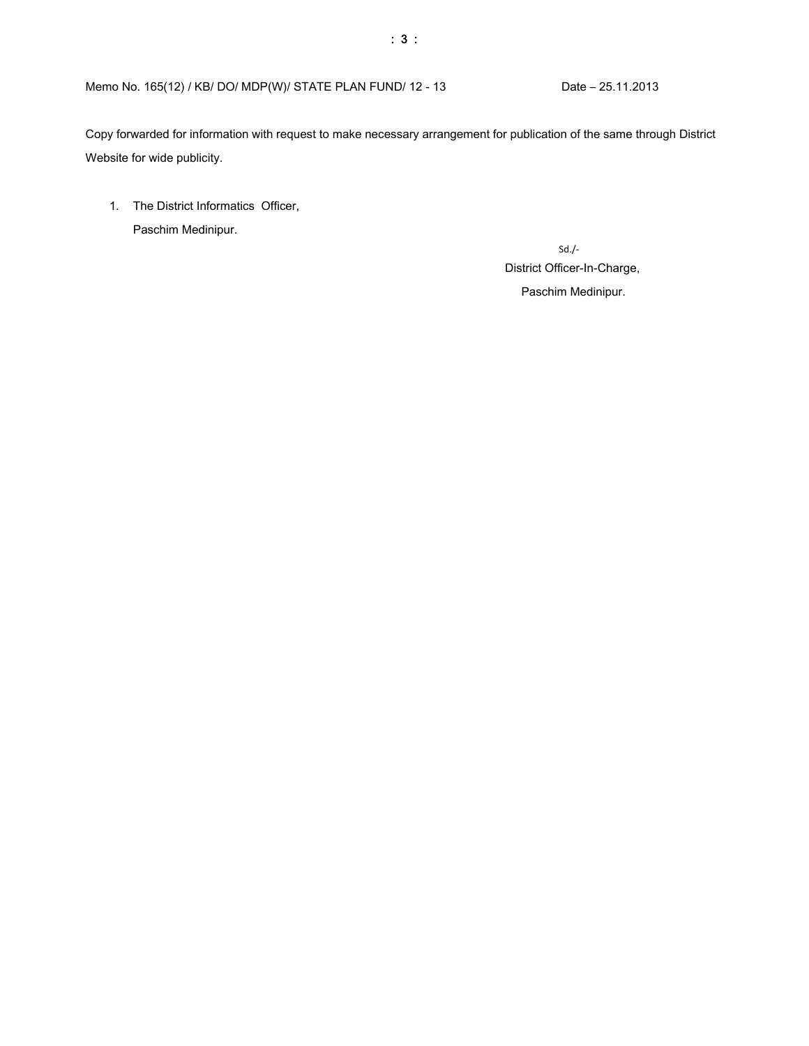Memo No. 165(12) / KB/ DO/ MDP(W)/ STATE PLAN FUND/ 12 - 13 Date – 25.11.2013

Copy forwarded for information with request to make necessary arrangement for publication of the same through District Website for wide publicity.

1. The District Informatics Officer,
   Paschim Medinipur.

Sd./-
District Officer-In-Charge,
Paschim Medinipur.